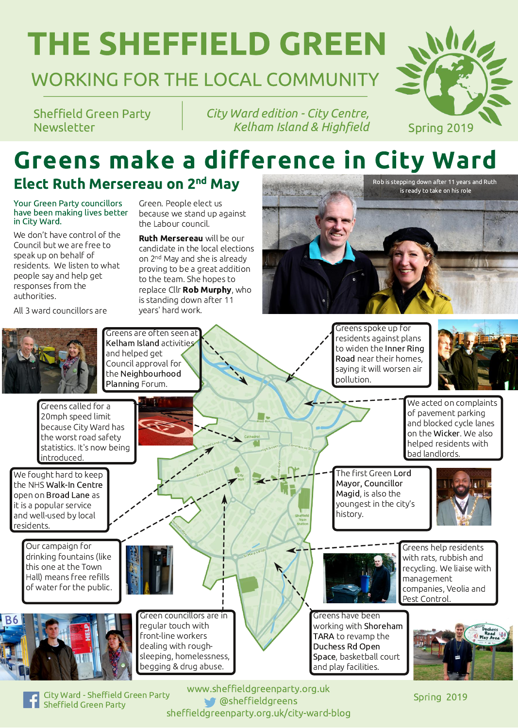# THE SHEFFIELD GREEN

## WORKING FOR THE LOCAL COMMUNITY

Sheffield Green Party Newsletter

*City Ward edition - City Centre, Kelham Island & Highfield*

Spring 2019

# Greens make a difference in City Ward

## Elect Ruth Mersereau on 2nd May

Your Green Party councillors have been making lives better in City Ward.

We don't have control of the Council but we are free to speak up on behalf of residents. We listen to what people say and help get responses from the authorities.

All 3 ward councillors are Green. People elect us because we stand up against the Labour council.

**Ruth Mersereau** will be our candidate in the local elections on 2nd May and she is already proving to be a great addition to the team. She hopes to replace Cllr **Rob Murphy**, who is standing down after 11 years' hard work.

Rob is stepping down after 11 years and Ruth is ready to take on his role

Greens are often seen at **Kelham Island** activities and helped get Council approval for the **Neighbourhood Planning** Forum.

Greens spoke up for residents against plans to widen the **Inner Ring Road** near their homes, saying it will worsen air pollution.

Greens called for a 20mph speed limit because City Ward has the worst road safety statistics. It's now being introduced.

We acted on complaints of pavement parking and blocked cycle lanes on the **Wicker**. We also helped residents with bad landlords.

We fought hard to keep the NHS **Walk-In Centre** open on **Broad Lane** as it is a popular service and well-used by local residents.

The first Green **Lord Mayor, Councillor Magid**, is also the youngest in the city's history.

Our campaign for drinking fountains (like this one at the Town Hall) means free refills of water for the public.

Greens help residents with rats, rubbish and recycling. We liaise with management companies, Veolia and Pest Control.

Green councillors are in regular touch with front-line workers dealing with rough-sleeping, homelessness, begging & drug abuse.

Greens have been working with **Shoreham TARA** to revamp the **Duchess Rd Open Space**, basketball court and play facilities.

City Ward - Sheffield Green Party
Sheffield Green Party

www.sheffieldgreenparty.org.uk
@sheffieldgreens
sheffieldgreenparty.org.uk/city-ward-blog

Spring 2019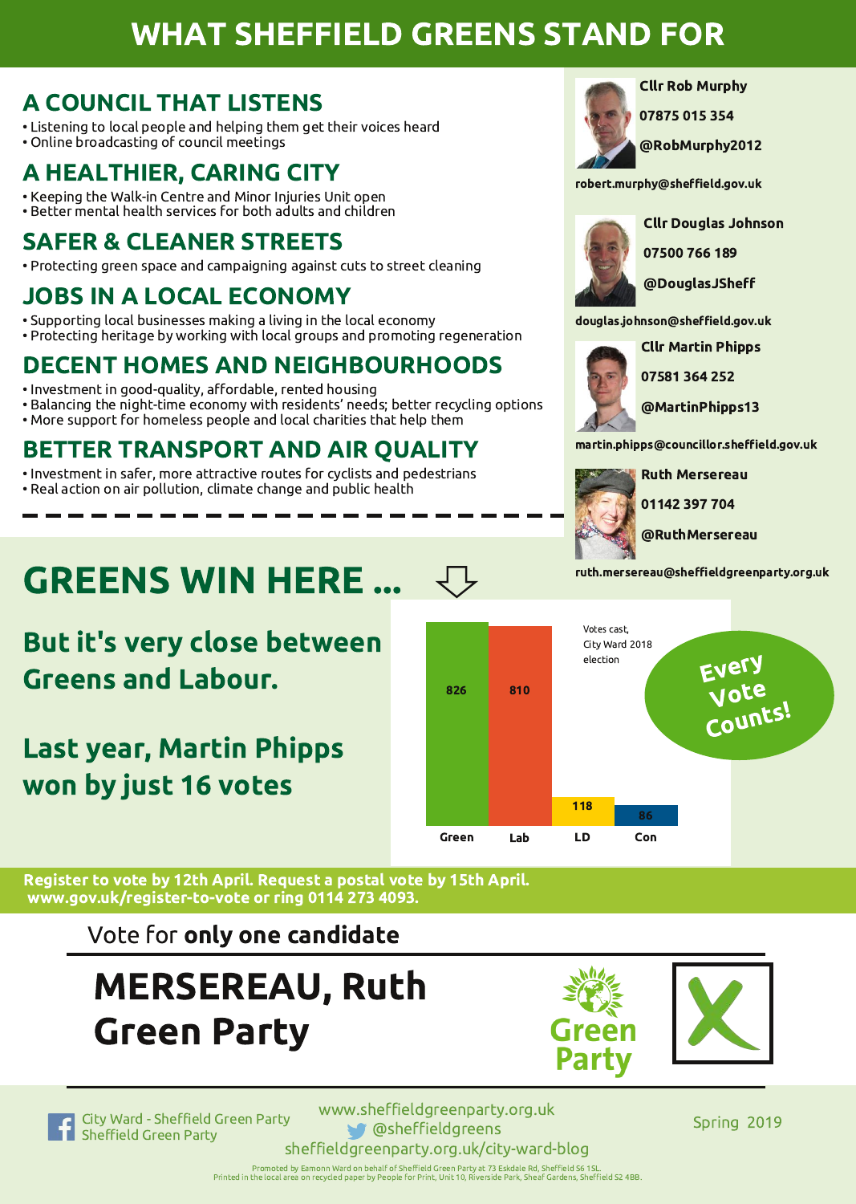# WHAT SHEFFIELD GREENS STAND FOR

## A COUNCIL THAT LISTENS

- Listening to local people and helping them get their voices heard
- Online broadcasting of council meetings

## A HEALTHIER, CARING CITY

- Keeping the Walk-in Centre and Minor Injuries Unit open
- Better mental health services for both adults and children

## SAFER & CLEANER STREETS

- Protecting green space and campaigning against cuts to street cleaning

## JOBS IN A LOCAL ECONOMY

- Supporting local businesses making a living in the local economy
- Protecting heritage by working with local groups and promoting regeneration

## DECENT HOMES AND NEIGHBOURHOODS

- Investment in good-quality, affordable, rented housing
- Balancing the night-time economy with residents' needs; better recycling options
- More support for homeless people and local charities that help them

## BETTER TRANSPORT AND AIR QUALITY

- Investment in safer, more attractive routes for cyclists and pedestrians
- Real action on air pollution, climate change and public health

**Cllr Rob Murphy**
07875 015 354
@RobMurphy2012
robert.murphy@sheffield.gov.uk

**Cllr Douglas Johnson**
07500 766 189
@DouglasJSheff
douglas.johnson@sheffield.gov.uk

**Cllr Martin Phipps**
07581 364 252
@MartinPhipps13
martin.phipps@councillor.sheffield.gov.uk

**Ruth Mersereau**
01142 397 704
@RuthMersereau
ruth.mersereau@sheffieldgreenparty.org.uk

# GREENS WIN HERE ...

## But it's very close between Greens and Labour.

## Last year, Martin Phipps won by just 16 votes

Votes cast, City Ward 2018 election

826
Green

810
Lab

118
LD

86
Con

Every Vote Counts!

**Register to vote by 12th April. Request a postal vote by 15th April. www.gov.uk/register-to-vote or ring 0114 273 4093.**

Vote for **only one candidate**

**MERSEREAU, Ruth**
**Green Party**

Green Party

City Ward - Sheffield Green Party
Sheffield Green Party

www.sheffieldgreenparty.org.uk
@sheffieldgreens
sheffieldgreenparty.org.uk/city-ward-blog

Spring 2019

Promoted by Eamonn Ward on behalf of Sheffield Green Party at 73 Eskdale Rd, Sheffield S6 1SL.
Printed in the local area on recycled paper by People for Print, Unit 10, Riverside Park, Sheaf Gardens, Sheffield S2 4BB.